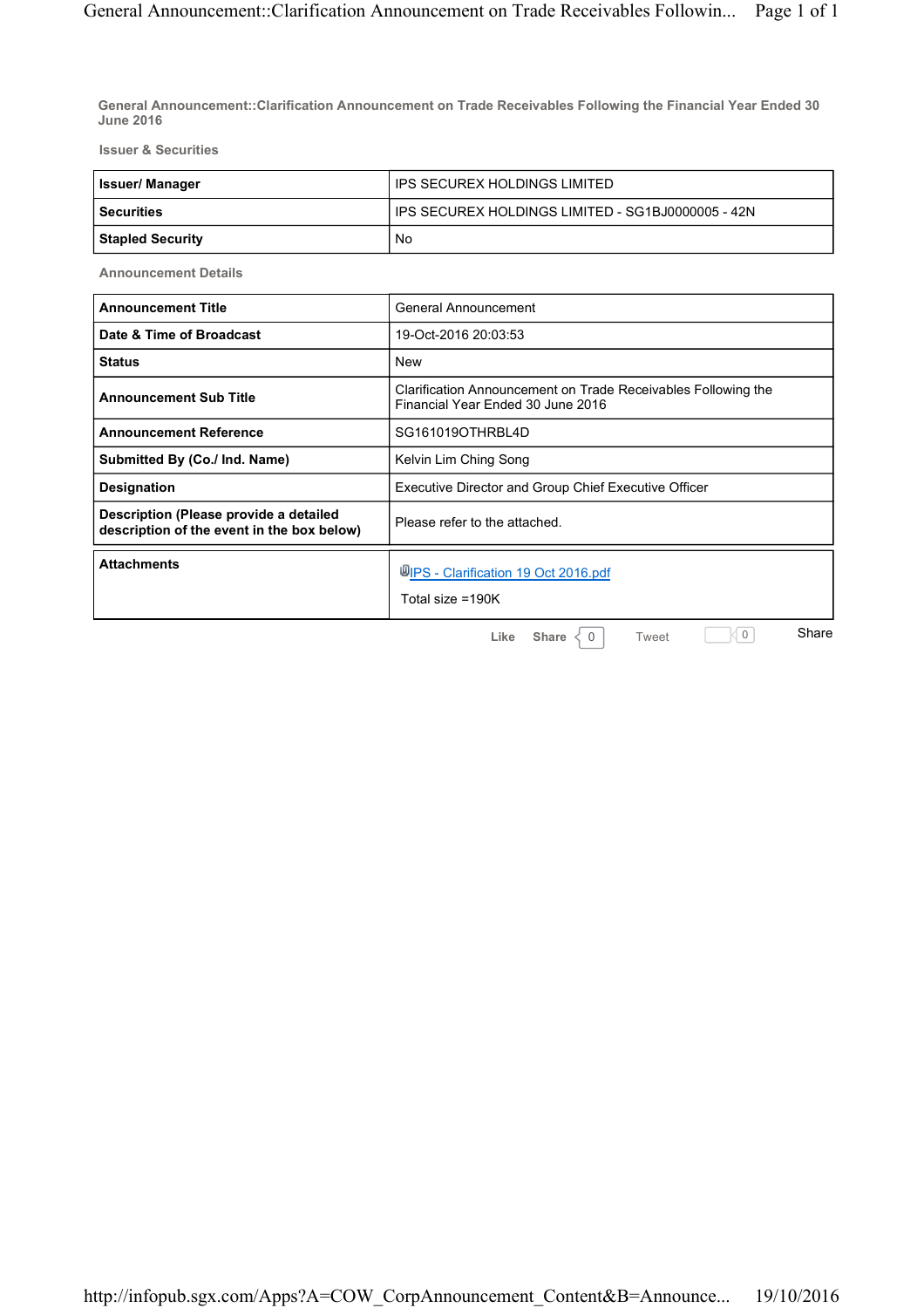## General Announcement::Clarification Announcement on Trade Receivables Following the Financial Year Ended 30 June 2016

### Issuer & Securities

| Issuer/ Manager | IPS SECUREX HOLDINGS LIMITED |
|---|---|
| Securities | IPS SECUREX HOLDINGS LIMITED - SG1BJ0000005 - 42N |
| Stapled Security | No |

### Announcement Details

| Announcement Title | General Announcement |
|---|---|
| Date & Time of Broadcast | 19-Oct-2016 20:03:53 |
| Status | New |
| Announcement Sub Title | Clarification Announcement on Trade Receivables Following the Financial Year Ended 30 June 2016 |
| Announcement Reference | SG161019OTHRBL4D |
| Submitted By (Co./ Ind. Name) | Kelvin Lim Ching Song |
| Designation | Executive Director and Group Chief Executive Officer |
| Description (Please provide a detailed description of the event in the box below) | Please refer to the attached. |

| Attachments | IPS - Clarification 19 Oct 2016.pdf<br>Total size =190K |
|---|---|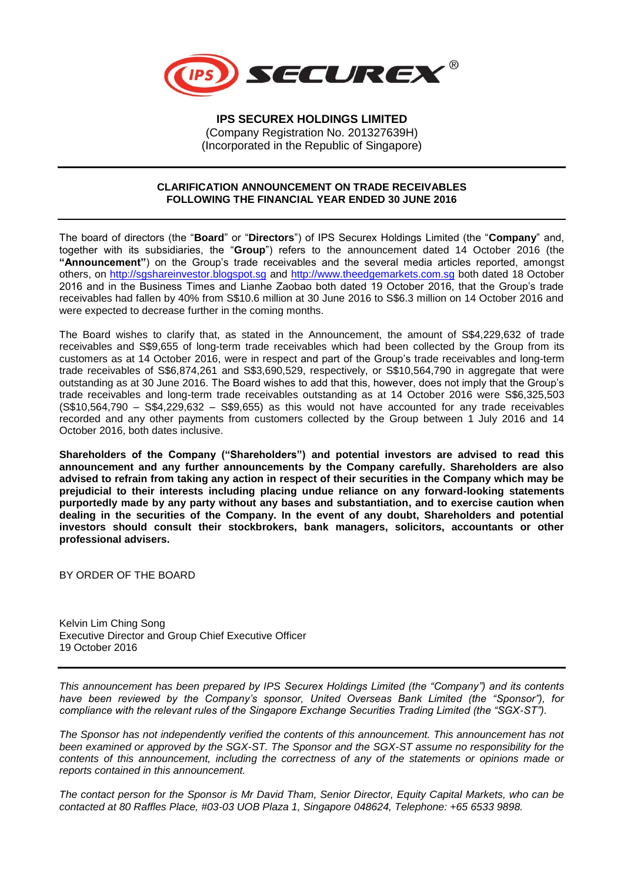# IPS SECUREX HOLDINGS LIMITED

(Company Registration No. 201327639H)
(Incorporated in the Republic of Singapore)

---

## CLARIFICATION ANNOUNCEMENT ON TRADE RECEIVABLES FOLLOWING THE FINANCIAL YEAR ENDED 30 JUNE 2016

---

The board of directors (the "**Board**" or "**Directors**") of IPS Securex Holdings Limited (the "**Company**" and, together with its subsidiaries, the "**Group**") refers to the announcement dated 14 October 2016 (the **"Announcement"**) on the Group's trade receivables and the several media articles reported, amongst others, on http://sgshareinvestor.blogspot.sg and http://www.theedgemarkets.com.sg both dated 18 October 2016 and in the Business Times and Lianhe Zaobao both dated 19 October 2016, that the Group's trade receivables had fallen by 40% from S$10.6 million at 30 June 2016 to S$6.3 million on 14 October 2016 and were expected to decrease further in the coming months.

The Board wishes to clarify that, as stated in the Announcement, the amount of S$4,229,632 of trade receivables and S$9,655 of long-term trade receivables which had been collected by the Group from its customers as at 14 October 2016, were in respect and part of the Group's trade receivables and long-term trade receivables of S$6,874,261 and S$3,690,529, respectively, or S$10,564,790 in aggregate that were outstanding as at 30 June 2016. The Board wishes to add that this, however, does not imply that the Group's trade receivables and long-term trade receivables outstanding as at 14 October 2016 were S$6,325,503 (S$10,564,790 – S$4,229,632 – S$9,655) as this would not have accounted for any trade receivables recorded and any other payments from customers collected by the Group between 1 July 2016 and 14 October 2016, both dates inclusive.

**Shareholders of the Company ("Shareholders") and potential investors are advised to read this announcement and any further announcements by the Company carefully. Shareholders are also advised to refrain from taking any action in respect of their securities in the Company which may be prejudicial to their interests including placing undue reliance on any forward-looking statements purportedly made by any party without any bases and substantiation, and to exercise caution when dealing in the securities of the Company. In the event of any doubt, Shareholders and potential investors should consult their stockbrokers, bank managers, solicitors, accountants or other professional advisers.**

BY ORDER OF THE BOARD

Kelvin Lim Ching Song
Executive Director and Group Chief Executive Officer
19 October 2016

---

*This announcement has been prepared by IPS Securex Holdings Limited (the "Company") and its contents have been reviewed by the Company's sponsor, United Overseas Bank Limited (the "Sponsor"), for compliance with the relevant rules of the Singapore Exchange Securities Trading Limited (the "SGX-ST").*

*The Sponsor has not independently verified the contents of this announcement. This announcement has not been examined or approved by the SGX-ST. The Sponsor and the SGX-ST assume no responsibility for the contents of this announcement, including the correctness of any of the statements or opinions made or reports contained in this announcement.*

*The contact person for the Sponsor is Mr David Tham, Senior Director, Equity Capital Markets, who can be contacted at 80 Raffles Place, #03-03 UOB Plaza 1, Singapore 048624, Telephone: +65 6533 9898.*